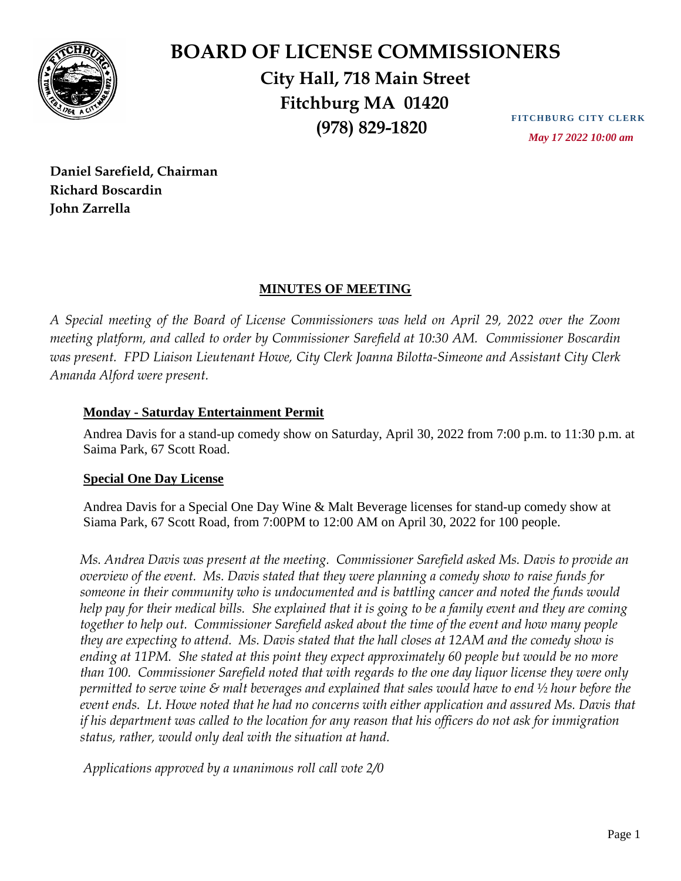# BOARD OF LICENSE COMMISSIONERS

**City Hall, 718 Main Street**
**Fitchburg MA 01420**
**(978) 829-1820**

**FITCHBURG CITY CLERK**
*May 17 2022 10:00 am*

**Daniel Sarefield, Chairman**
**Richard Boscardin**
**John Zarrella**

## MINUTES OF MEETING

*A Special meeting of the Board of License Commissioners was held on April 29, 2022 over the Zoom meeting platform, and called to order by Commissioner Sarefield at 10:30 AM. Commissioner Boscardin was present. FPD Liaison Lieutenant Howe, City Clerk Joanna Bilotta-Simeone and Assistant City Clerk Amanda Alford were present.*

### Monday - Saturday Entertainment Permit

Andrea Davis for a stand-up comedy show on Saturday, April 30, 2022 from 7:00 p.m. to 11:30 p.m. at Saima Park, 67 Scott Road.

### Special One Day License

Andrea Davis for a Special One Day Wine & Malt Beverage licenses for stand-up comedy show at Siama Park, 67 Scott Road, from 7:00PM to 12:00 AM on April 30, 2022 for 100 people.

*Ms. Andrea Davis was present at the meeting. Commissioner Sarefield asked Ms. Davis to provide an overview of the event. Ms. Davis stated that they were planning a comedy show to raise funds for someone in their community who is undocumented and is battling cancer and noted the funds would help pay for their medical bills. She explained that it is going to be a family event and they are coming together to help out. Commissioner Sarefield asked about the time of the event and how many people they are expecting to attend. Ms. Davis stated that the hall closes at 12AM and the comedy show is ending at 11PM. She stated at this point they expect approximately 60 people but would be no more than 100. Commissioner Sarefield noted that with regards to the one day liquor license they were only permitted to serve wine & malt beverages and explained that sales would have to end ½ hour before the event ends. Lt. Howe noted that he had no concerns with either application and assured Ms. Davis that if his department was called to the location for any reason that his officers do not ask for immigration status, rather, would only deal with the situation at hand.*

*Applications approved by a unanimous roll call vote 2/0*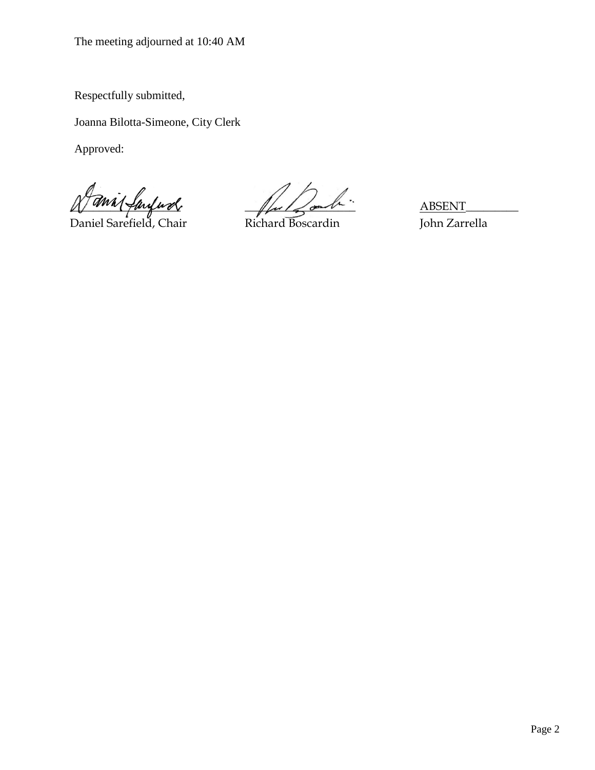The meeting adjourned at 10:40 AM

Respectfully submitted,

Joanna Bilotta-Simeone, City Clerk

Approved:

| | | |
|---|---|---|
| ____________________ | ____________________ | ABSENT__________ |
| Daniel Sarefield, Chair | Richard Boscardin | John Zarrella |